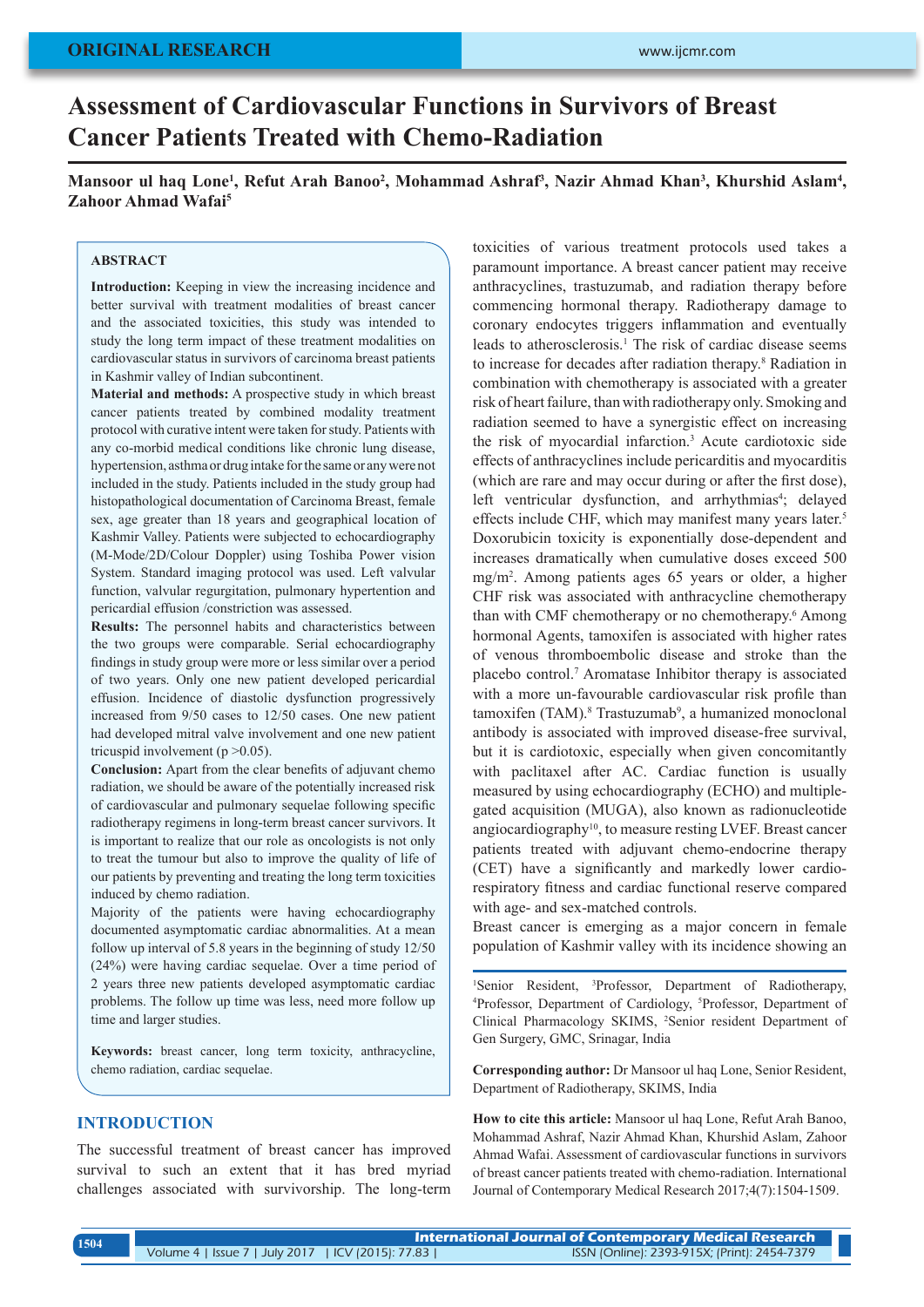ORIGINAL RESEARCH

# Assessment of Cardiovascular Functions in Survivors of Breast Cancer Patients Treated with Chemo-Radiation

**Mansoor ul haq Lone[1], Refut Arah Banoo[2], Mohammad Ashraf[3], Nazir Ahmad Khan[3], Khurshid Aslam[4], Zahoor Ahmad Wafai[5]**

## ABSTRACT

**Introduction:** Keeping in view the increasing incidence and better survival with treatment modalities of breast cancer and the associated toxicities, this study was intended to study the long term impact of these treatment modalities on cardiovascular status in survivors of carcinoma breast patients in Kashmir valley of Indian subcontinent.

**Material and methods:** A prospective study in which breast cancer patients treated by combined modality treatment protocol with curative intent were taken for study. Patients with any co-morbid medical conditions like chronic lung disease, hypertension, asthma or drug intake for the same or any were not included in the study. Patients included in the study group had histopathological documentation of Carcinoma Breast, female sex, age greater than 18 years and geographical location of Kashmir Valley. Patients were subjected to echocardiography (M-Mode/2D/Colour Doppler) using Toshiba Power vision System. Standard imaging protocol was used. Left valvular function, valvular regurgitation, pulmonary hypertension and pericardial effusion /constriction was assessed.

**Results:** The personnel habits and characteristics between the two groups were comparable. Serial echocardiography findings in study group were more or less similar over a period of two years. Only one new patient developed pericardial effusion. Incidence of diastolic dysfunction progressively increased from 9/50 cases to 12/50 cases. One new patient had developed mitral valve involvement and one new patient tricuspid involvement ($p > 0.05$).

**Conclusion:** Apart from the clear benefits of adjuvant chemo radiation, we should be aware of the potentially increased risk of cardiovascular and pulmonary sequelae following specific radiotherapy regimens in long-term breast cancer survivors. It is important to realize that our role as oncologists is not only to treat the tumour but also to improve the quality of life of our patients by preventing and treating the long term toxicities induced by chemo radiation.

Majority of the patients were having echocardiography documented asymptomatic cardiac abnormalities. At a mean follow up interval of 5.8 years in the beginning of study 12/50 (24%) were having cardiac sequelae. Over a time period of 2 years three new patients developed asymptomatic cardiac problems. The follow up time was less, need more follow up time and larger studies.

**Keywords:** breast cancer, long term toxicity, anthracycline, chemo radiation, cardiac sequelae.

## INTRODUCTION

The successful treatment of breast cancer has improved survival to such an extent that it has bred myriad challenges associated with survivorship. The long-term toxicities of various treatment protocols used takes a paramount importance. A breast cancer patient may receive anthracyclines, trastuzumab, and radiation therapy before commencing hormonal therapy. Radiotherapy damage to coronary endocytes triggers inflammation and eventually leads to atherosclerosis.[1] The risk of cardiac disease seems to increase for decades after radiation therapy.[8] Radiation in combination with chemotherapy is associated with a greater risk of heart failure, than with radiotherapy only. Smoking and radiation seemed to have a synergistic effect on increasing the risk of myocardial infarction.[3] Acute cardiotoxic side effects of anthracyclines include pericarditis and myocarditis (which are rare and may occur during or after the first dose), left ventricular dysfunction, and arrhythmias[4]; delayed effects include CHF, which may manifest many years later.[5] Doxorubicin toxicity is exponentially dose-dependent and increases dramatically when cumulative doses exceed 500 mg/m$^2$. Among patients ages 65 years or older, a higher CHF risk was associated with anthracycline chemotherapy than with CMF chemotherapy or no chemotherapy.[6] Among hormonal Agents, tamoxifen is associated with higher rates of venous thromboembolic disease and stroke than the placebo control.[7] Aromatase Inhibitor therapy is associated with a more un-favourable cardiovascular risk profile than tamoxifen (TAM).[8] Trastuzumab[9], a humanized monoclonal antibody is associated with improved disease-free survival, but it is cardiotoxic, especially when given concomitantly with paclitaxel after AC. Cardiac function is usually measured by using echocardiography (ECHO) and multiple-gated acquisition (MUGA), also known as radionucleotide angiocardiography[10], to measure resting LVEF. Breast cancer patients treated with adjuvant chemo-endocrine therapy (CET) have a significantly and markedly lower cardio-respiratory fitness and cardiac functional reserve compared with age- and sex-matched controls.

Breast cancer is emerging as a major concern in female population of Kashmir valley with its incidence showing an

[1]Senior Resident, [3]Professor, Department of Radiotherapy, [4]Professor, Department of Cardiology, [5]Professor, Department of Clinical Pharmacology SKIMS, [2]Senior resident Department of Gen Surgery, GMC, Srinagar, India

**Corresponding author:** Dr Mansoor ul haq Lone, Senior Resident, Department of Radiotherapy, SKIMS, India

**How to cite this article:** Mansoor ul haq Lone, Refut Arah Banoo, Mohammad Ashraf, Nazir Ahmad Khan, Khurshid Aslam, Zahoor Ahmad Wafai. Assessment of cardiovascular functions in survivors of breast cancer patients treated with chemo-radiation. International Journal of Contemporary Medical Research 2017;4(7):1504-1509.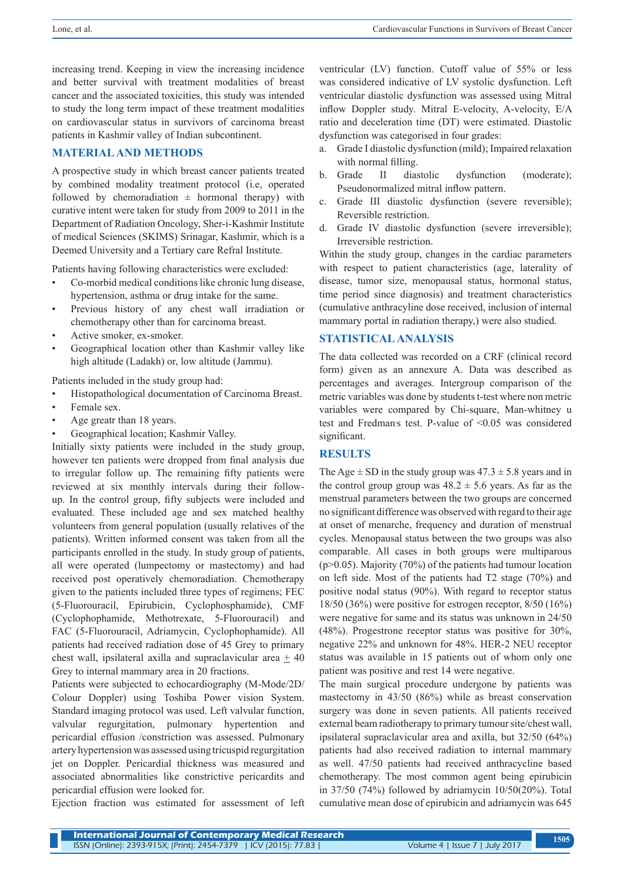increasing trend. Keeping in view the increasing incidence and better survival with treatment modalities of breast cancer and the associated toxicities, this study was intended to study the long term impact of these treatment modalities on cardiovascular status in survivors of carcinoma breast patients in Kashmir valley of Indian subcontinent.

## MATERIAL AND METHODS

A prospective study in which breast cancer patients treated by combined modality treatment protocol (i.e, operated followed by chemoradiation ± hormonal therapy) with curative intent were taken for study from 2009 to 2011 in the Department of Radiation Oncology, Sher-i-Kashmir Institute of medical Sciences (SKIMS) Srinagar, Kashmir, which is a Deemed University and a Tertiary care Refral Institute.

Patients having following characteristics were excluded:

- Co-morbid medical conditions like chronic lung disease, hypertension, asthma or drug intake for the same.
- Previous history of any chest wall irradiation or chemotherapy other than for carcinoma breast.
- Active smoker, ex-smoker.
- Geographical location other than Kashmir valley like high altitude (Ladakh) or, low altitude (Jammu).

Patients included in the study group had:

- Histopathological documentation of Carcinoma Breast.
- Female sex.
- Age greatr than 18 years.
- Geographical location; Kashmir Valley.

Initially sixty patients were included in the study group, however ten patients were dropped from final analysis due to irregular follow up. The remaining fifty patients were reviewed at six monthly intervals during their follow-up. In the control group, fifty subjects were included and evaluated. These included age and sex matched healthy volunteers from general population (usually relatives of the patients). Written informed consent was taken from all the participants enrolled in the study. In study group of patients, all were operated (lumpectomy or mastectomy) and had received post operatively chemoradiation. Chemotherapy given to the patients included three types of regimens; FEC (5-Fluorouracil, Epirubicin, Cyclophosphamide), CMF (Cyclophamide, Methotrexate, 5-Fluorouracil) and FAC (5-Fluorouracil, Adriamycin, Cyclophophamide). All patients had received radiation dose of 45 Grey to primary chest wall, ipsilateral axilla and supraclavicular area ± 40 Grey to internal mammary area in 20 fractions.

Patients were subjected to echocardiography (M-Mode/2D/Colour Doppler) using Toshiba Power vision System. Standard imaging protocol was used. Left valvular function, valvular regurgitation, pulmonary hypertention and pericardial effusion /constriction was assessed. Pulmonary artery hypertension was assessed using tricuspid regurgitation jet on Doppler. Pericardial thickness was measured and associated abnormalities like constrictive pericardits and pericardial effusion were looked for.

Ejection fraction was estimated for assessment of left ventricular (LV) function. Cutoff value of 55% or less was considered indicative of LV systolic dysfunction. Left ventricular diastolic dysfunction was assessed using Mitral inflow Doppler study. Mitral E-velocity, A-velocity, E/A ratio and deceleration time (DT) were estimated. Diastolic dysfunction was categorised in four grades:

a. Grade I diastolic dysfunction (mild); Impaired relaxation with normal filling.
b. Grade II diastolic dysfunction (moderate); Pseudonormalized mitral inflow pattern.
c. Grade III diastolic dysfunction (severe reversible); Reversible restriction.
d. Grade IV diastolic dysfunction (severe irreversible); Irreversible restriction.

Within the study group, changes in the cardiac parameters with respect to patient characteristics (age, laterality of disease, tumor size, menopausal status, hormonal status, time period since diagnosis) and treatment characteristics (cumulative anthracyline dose received, inclusion of internal mammary portal in radiation therapy,) were also studied.

## STATISTICAL ANALYSIS

The data collected was recorded on a CRF (clinical record form) given as an annexure A. Data was described as percentages and averages. Intergroup comparison of the metric variables was done by students t-test where non metric variables were compared by Chi-square, Man-whitney u test and Fredman's test. P-value of <0.05 was considered significant.

## RESULTS

The Age ± SD in the study group was 47.3 ± 5.8 years and in the control group group was 48.2 ± 5.6 years. As far as the menstrual parameters between the two groups are concerned no significant difference was observed with regard to their age at onset of menarche, frequency and duration of menstrual cycles. Menopausal status between the two groups was also comparable. All cases in both groups were multiparous ($p>0.05$). Majority (70%) of the patients had tumour location on left side. Most of the patients had T2 stage (70%) and positive nodal status (90%). With regard to receptor status 18/50 (36%) were positive for estrogen receptor, 8/50 (16%) were negative for same and its status was unknown in 24/50 (48%). Progestrone receptor status was positive for 30%, negative 22% and unknown for 48%. HER-2 NEU receptor status was available in 15 patients out of whom only one patient was positive and rest 14 were negative.

The main surgical procedure undergone by patients was mastectomy in 43/50 (86%) while as breast conservation surgery was done in seven patients. All patients received external beam radiotherapy to primary tumour site/chest wall, ipsilateral supraclavicular area and axilla, but 32/50 (64%) patients had also received radiation to internal mammary as well. 47/50 patients had received anthracycline based chemotherapy. The most common agent being epirubicin in 37/50 (74%) followed by adriamycin 10/50(20%). Total cumulative mean dose of epirubicin and adriamycin was 645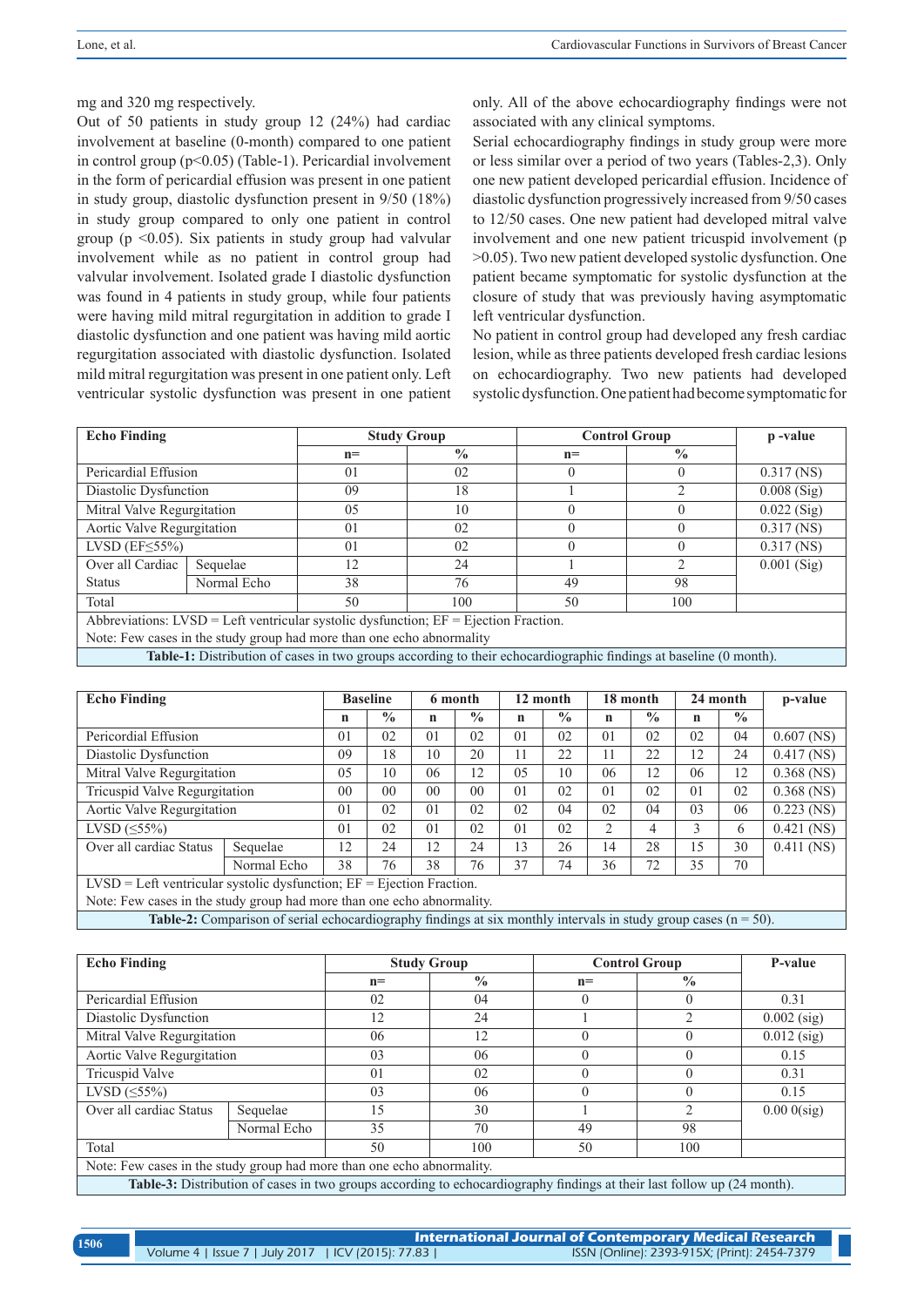mg and 320 mg respectively.

Out of 50 patients in study group 12 (24%) had cardiac involvement at baseline (0-month) compared to one patient in control group ($p<0.05$) (Table-1). Pericardial involvement in the form of pericardial effusion was present in one patient in study group, diastolic dysfunction present in 9/50 (18%) in study group compared to only one patient in control group ($p<0.05$). Six patients in study group had valvular involvement while as no patient in control group had valvular involvement. Isolated grade I diastolic dysfunction was found in 4 patients in study group, while four patients were having mild mitral regurgitation in addition to grade I diastolic dysfunction and one patient was having mild aortic regurgitation associated with diastolic dysfunction. Isolated mild mitral regurgitation was present in one patient only. Left ventricular systolic dysfunction was present in one patient only. All of the above echocardiography findings were not associated with any clinical symptoms.

Serial echocardiography findings in study group were more or less similar over a period of two years (Tables-2,3). Only one new patient developed pericardial effusion. Incidence of diastolic dysfunction progressively increased from 9/50 cases to 12/50 cases. One new patient had developed mitral valve involvement and one new patient tricuspid involvement ($p>0.05$). Two new patient developed systolic dysfunction. One patient became symptomatic for systolic dysfunction at the closure of study that was previously having asymptomatic left ventricular dysfunction.

No patient in control group had developed any fresh cardiac lesion, while as three patients developed fresh cardiac lesions on echocardiography. Two new patients had developed systolic dysfunction. One patient had become symptomatic for

| Echo Finding | | Study Group | | Control Group | | p -value |
|---|---|---|---|---|---|---|
| | | n= | % | n= | % | |
| Pericardial Effusion | | 01 | 02 | 0 | 0 | 0.317 (NS) |
| Diastolic Dysfunction | | 09 | 18 | 1 | 2 | 0.008 (Sig) |
| Mitral Valve Regurgitation | | 05 | 10 | 0 | 0 | 0.022 (Sig) |
| Aortic Valve Regurgitation | | 01 | 02 | 0 | 0 | 0.317 (NS) |
| LVSD (EF≤55%) | | 01 | 02 | 0 | 0 | 0.317 (NS) |
| Over all Cardiac Status | Sequelae | 12 | 24 | 1 | 2 | 0.001 (Sig) |
| | Normal Echo | 38 | 76 | 49 | 98 | |
| Total | | 50 | 100 | 50 | 100 | |

Abbreviations: LVSD = Left ventricular systolic dysfunction; EF = Ejection Fraction.
Note: Few cases in the study group had more than one echo abnormality

**Table-1:** Distribution of cases in two groups according to their echocardiographic findings at baseline (0 month).

| Echo Finding | | Baseline | | 6 month | | 12 month | | 18 month | | 24 month | | p-value |
|---|---|---|---|---|---|---|---|---|---|---|---|---|
| | | n | % | n | % | n | % | n | % | n | % | |
| Pericordial Effusion | | 01 | 02 | 01 | 02 | 01 | 02 | 01 | 02 | 02 | 04 | 0.607 (NS) |
| Diastolic Dysfunction | | 09 | 18 | 10 | 20 | 11 | 22 | 11 | 22 | 12 | 24 | 0.417 (NS) |
| Mitral Valve Regurgitation | | 05 | 10 | 06 | 12 | 05 | 10 | 06 | 12 | 06 | 12 | 0.368 (NS) |
| Tricuspid Valve Regurgitation | | 00 | 00 | 00 | 00 | 01 | 02 | 01 | 02 | 01 | 02 | 0.368 (NS) |
| Aortic Valve Regurgitation | | 01 | 02 | 01 | 02 | 02 | 04 | 02 | 04 | 03 | 06 | 0.223 (NS) |
| LVSD (≤55%) | | 01 | 02 | 01 | 02 | 01 | 02 | 2 | 4 | 3 | 6 | 0.421 (NS) |
| Over all cardiac Status | Sequelae | 12 | 24 | 12 | 24 | 13 | 26 | 14 | 28 | 15 | 30 | 0.411 (NS) |
| | Normal Echo | 38 | 76 | 38 | 76 | 37 | 74 | 36 | 72 | 35 | 70 | |

LVSD = Left ventricular systolic dysfunction; EF = Ejection Fraction.
Note: Few cases in the study group had more than one echo abnormality.

**Table-2:** Comparison of serial echocardiography findings at six monthly intervals in study group cases (n = 50).

| Echo Finding | | Study Group | | Control Group | | P-value |
|---|---|---|---|---|---|---|
| | | n= | % | n= | % | |
| Pericardial Effusion | | 02 | 04 | 0 | 0 | 0.31 |
| Diastolic Dysfunction | | 12 | 24 | 1 | 2 | 0.002 (sig) |
| Mitral Valve Regurgitation | | 06 | 12 | 0 | 0 | 0.012 (sig) |
| Aortic Valve Regurgitation | | 03 | 06 | 0 | 0 | 0.15 |
| Tricuspid Valve | | 01 | 02 | 0 | 0 | 0.31 |
| LVSD (≤55%) | | 03 | 06 | 0 | 0 | 0.15 |
| Over all cardiac Status | Sequelae | 15 | 30 | 1 | 2 | 0.00 0(sig) |
| | Normal Echo | 35 | 70 | 49 | 98 | |
| Total | | 50 | 100 | 50 | 100 | |

Note: Few cases in the study group had more than one echo abnormality.

**Table-3:** Distribution of cases in two groups according to echocardiography findings at their last follow up (24 month).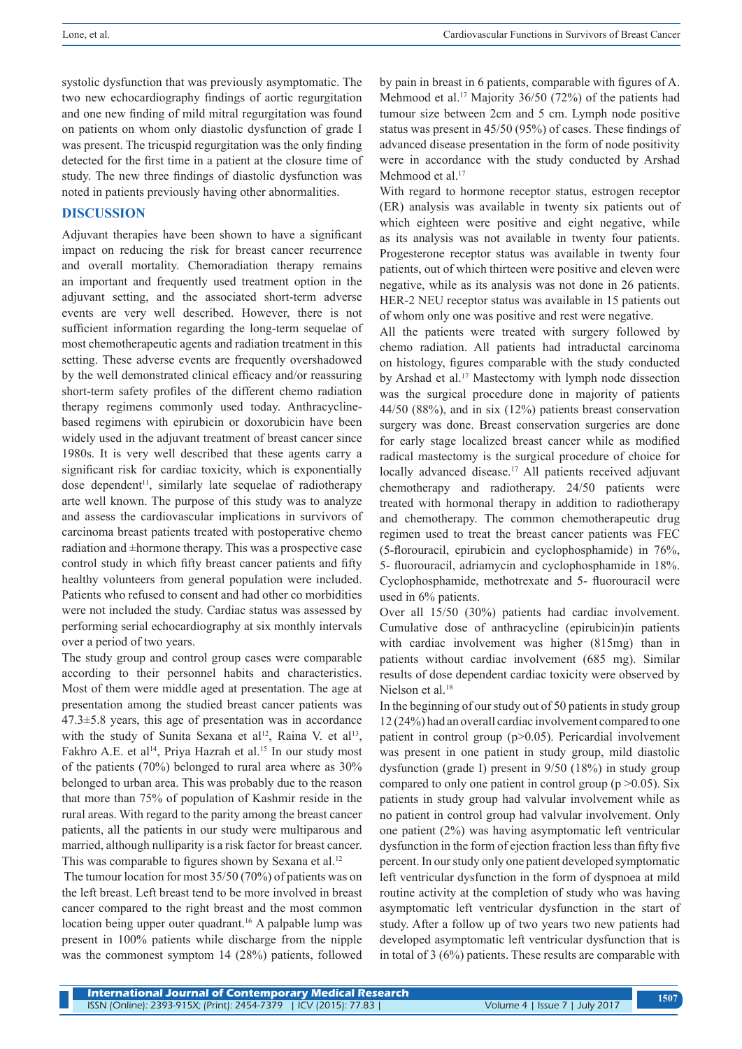systolic dysfunction that was previously asymptomatic. The two new echocardiography findings of aortic regurgitation and one new finding of mild mitral regurgitation was found on patients on whom only diastolic dysfunction of grade I was present. The tricuspid regurgitation was the only finding detected for the first time in a patient at the closure time of study. The new three findings of diastolic dysfunction was noted in patients previously having other abnormalities.

## DISCUSSION

Adjuvant therapies have been shown to have a significant impact on reducing the risk for breast cancer recurrence and overall mortality. Chemoradiation therapy remains an important and frequently used treatment option in the adjuvant setting, and the associated short-term adverse events are very well described. However, there is not sufficient information regarding the long-term sequelae of most chemotherapeutic agents and radiation treatment in this setting. These adverse events are frequently overshadowed by the well demonstrated clinical efficacy and/or reassuring short-term safety profiles of the different chemo radiation therapy regimens commonly used today. Anthracycline-based regimens with epirubicin or doxorubicin have been widely used in the adjuvant treatment of breast cancer since 1980s. It is very well described that these agents carry a significant risk for cardiac toxicity, which is exponentially dose dependent[11], similarly late sequelae of radiotherapy arte well known. The purpose of this study was to analyze and assess the cardiovascular implications in survivors of carcinoma breast patients treated with postoperative chemo radiation and ±hormone therapy. This was a prospective case control study in which fifty breast cancer patients and fifty healthy volunteers from general population were included. Patients who refused to consent and had other co morbidities were not included the study. Cardiac status was assessed by performing serial echocardiography at six monthly intervals over a period of two years.

The study group and control group cases were comparable according to their personnel habits and characteristics. Most of them were middle aged at presentation. The age at presentation among the studied breast cancer patients was 47.3±5.8 years, this age of presentation was in accordance with the study of Sunita Sexana et al[12], Raina V. et al[13], Fakhro A.E. et al[14], Priya Hazrah et al.[15] In our study most of the patients (70%) belonged to rural area where as 30% belonged to urban area. This was probably due to the reason that more than 75% of population of Kashmir reside in the rural areas. With regard to the parity among the breast cancer patients, all the patients in our study were multiparous and married, although nulliparity is a risk factor for breast cancer. This was comparable to figures shown by Sexana et al.[12]

The tumour location for most 35/50 (70%) of patients was on the left breast. Left breast tend to be more involved in breast cancer compared to the right breast and the most common location being upper outer quadrant.[16] A palpable lump was present in 100% patients while discharge from the nipple was the commonest symptom 14 (28%) patients, followed by pain in breast in 6 patients, comparable with figures of A. Mehmood et al.[17] Majority 36/50 (72%) of the patients had tumour size between 2cm and 5 cm. Lymph node positive status was present in 45/50 (95%) of cases. These findings of advanced disease presentation in the form of node positivity were in accordance with the study conducted by Arshad Mehmood et al.[17]

With regard to hormone receptor status, estrogen receptor (ER) analysis was available in twenty six patients out of which eighteen were positive and eight negative, while as its analysis was not available in twenty four patients. Progesterone receptor status was available in twenty four patients, out of which thirteen were positive and eleven were negative, while as its analysis was not done in 26 patients. HER-2 NEU receptor status was available in 15 patients out of whom only one was positive and rest were negative.

All the patients were treated with surgery followed by chemo radiation. All patients had intraductal carcinoma on histology, figures comparable with the study conducted by Arshad et al.[17] Mastectomy with lymph node dissection was the surgical procedure done in majority of patients 44/50 (88%), and in six (12%) patients breast conservation surgery was done. Breast conservation surgeries are done for early stage localized breast cancer while as modified radical mastectomy is the surgical procedure of choice for locally advanced disease.[17] All patients received adjuvant chemotherapy and radiotherapy. 24/50 patients were treated with hormonal therapy in addition to radiotherapy and chemotherapy. The common chemotherapeutic drug regimen used to treat the breast cancer patients was FEC (5-florouracil, epirubicin and cyclophosphamide) in 76%, 5- fluorouracil, adriamycin and cyclophosphamide in 18%. Cyclophosphamide, methotrexate and 5- fluorouracil were used in 6% patients.

Over all 15/50 (30%) patients had cardiac involvement. Cumulative dose of anthracycline (epirubicin)in patients with cardiac involvement was higher (815mg) than in patients without cardiac involvement (685 mg). Similar results of dose dependent cardiac toxicity were observed by Nielson et al.[18]

In the beginning of our study out of 50 patients in study group 12 (24%) had an overall cardiac involvement compared to one patient in control group (p>0.05). Pericardial involvement was present in one patient in study group, mild diastolic dysfunction (grade I) present in 9/50 (18%) in study group compared to only one patient in control group (p >0.05). Six patients in study group had valvular involvement while as no patient in control group had valvular involvement. Only one patient (2%) was having asymptomatic left ventricular dysfunction in the form of ejection fraction less than fifty five percent. In our study only one patient developed symptomatic left ventricular dysfunction in the form of dyspnoea at mild routine activity at the completion of study who was having asymptomatic left ventricular dysfunction in the start of study. After a follow up of two years two new patients had developed asymptomatic left ventricular dysfunction that is in total of 3 (6%) patients. These results are comparable with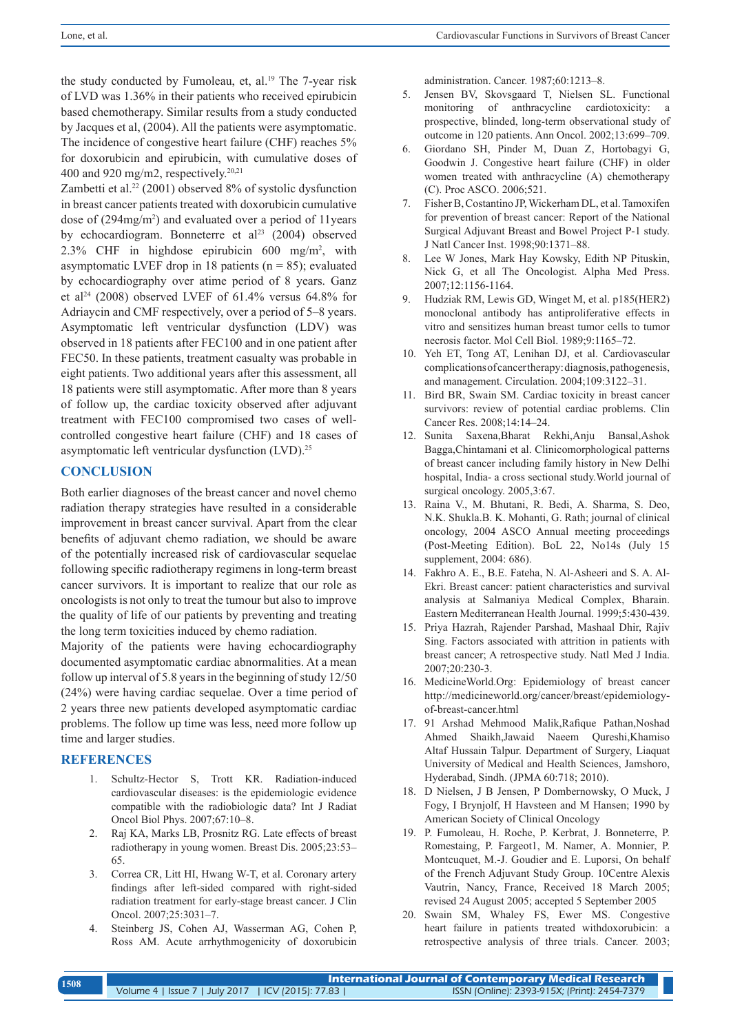the study conducted by Fumoleau, et, al.[19] The 7-year risk of LVD was 1.36% in their patients who received epirubicin based chemotherapy. Similar results from a study conducted by Jacques et al, (2004). All the patients were asymptomatic. The incidence of congestive heart failure (CHF) reaches 5% for doxorubicin and epirubicin, with cumulative doses of 400 and 920 mg/m2, respectively.[20,21]

Zambetti et al.[22] (2001) observed 8% of systolic dysfunction in breast cancer patients treated with doxorubicin cumulative dose of (294mg/m$^2$) and evaluated over a period of 11years by echocardiogram. Bonneterre et al[23] (2004) observed 2.3% CHF in highdose epirubicin 600 mg/m$^2$, with asymptomatic LVEF drop in 18 patients (n = 85); evaluated by echocardiography over atime period of 8 years. Ganz et al[24] (2008) observed LVEF of 61.4% versus 64.8% for Adriaycin and CMF respectively, over a period of 5–8 years. Asymptomatic left ventricular dysfunction (LDV) was observed in 18 patients after FEC100 and in one patient after FEC50. In these patients, treatment casualty was probable in eight patients. Two additional years after this assessment, all 18 patients were still asymptomatic. After more than 8 years of follow up, the cardiac toxicity observed after adjuvant treatment with FEC100 compromised two cases of well-controlled congestive heart failure (CHF) and 18 cases of asymptomatic left ventricular dysfunction (LVD).[25]

## CONCLUSION

Both earlier diagnoses of the breast cancer and novel chemo radiation therapy strategies have resulted in a considerable improvement in breast cancer survival. Apart from the clear benefits of adjuvant chemo radiation, we should be aware of the potentially increased risk of cardiovascular sequelae following specific radiotherapy regimens in long-term breast cancer survivors. It is important to realize that our role as oncologists is not only to treat the tumour but also to improve the quality of life of our patients by preventing and treating the long term toxicities induced by chemo radiation.

Majority of the patients were having echocardiography documented asymptomatic cardiac abnormalities. At a mean follow up interval of 5.8 years in the beginning of study 12/50 (24%) were having cardiac sequelae. Over a time period of 2 years three new patients developed asymptomatic cardiac problems. The follow up time was less, need more follow up time and larger studies.

## REFERENCES

1. Schultz-Hector S, Trott KR. Radiation-induced cardiovascular diseases: is the epidemiologic evidence compatible with the radiobiologic data? Int J Radiat Oncol Biol Phys. 2007;67:10–8.
2. Raj KA, Marks LB, Prosnitz RG. Late effects of breast radiotherapy in young women. Breast Dis. 2005;23:53–65.
3. Correa CR, Litt HI, Hwang W-T, et al. Coronary artery findings after left-sided compared with right-sided radiation treatment for early-stage breast cancer. J Clin Oncol. 2007;25:3031–7.
4. Steinberg JS, Cohen AJ, Wasserman AG, Cohen P, Ross AM. Acute arrhythmogenicity of doxorubicin administration. Cancer. 1987;60:1213–8.
5. Jensen BV, Skovsgaard T, Nielsen SL. Functional monitoring of anthracycline cardiotoxicity: a prospective, blinded, long-term observational study of outcome in 120 patients. Ann Oncol. 2002;13:699–709.
6. Giordano SH, Pinder M, Duan Z, Hortobagyi G, Goodwin J. Congestive heart failure (CHF) in older women treated with anthracycline (A) chemotherapy (C). Proc ASCO. 2006;521.
7. Fisher B, Costantino JP, Wickerham DL, et al. Tamoxifen for prevention of breast cancer: Report of the National Surgical Adjuvant Breast and Bowel Project P-1 study. J Natl Cancer Inst. 1998;90:1371–88.
8. Lee W Jones, Mark Hay Kowsky, Edith NP Pituskin, Nick G, et all The Oncologist. Alpha Med Press. 2007;12:1156-1164.
9. Hudziak RM, Lewis GD, Winget M, et al. p185(HER2) monoclonal antibody has antiproliferative effects in vitro and sensitizes human breast tumor cells to tumor necrosis factor. Mol Cell Biol. 1989;9:1165–72.
10. Yeh ET, Tong AT, Lenihan DJ, et al. Cardiovascular complications of cancer therapy: diagnosis, pathogenesis, and management. Circulation. 2004;109:3122–31.
11. Bird BR, Swain SM. Cardiac toxicity in breast cancer survivors: review of potential cardiac problems. Clin Cancer Res. 2008;14:14–24.
12. Sunita Saxena,Bharat Rekhi,Anju Bansal,Ashok Bagga,Chintamani et al. Clinicomorphological patterns of breast cancer including family history in New Delhi hospital, India- a cross sectional study.World journal of surgical oncology. 2005,3:67.
13. Raina V., M. Bhutani, R. Bedi, A. Sharma, S. Deo, N.K. Shukla.B. K. Mohanti, G. Rath; journal of clinical oncology, 2004 ASCO Annual meeting proceedings (Post-Meeting Edition). BoL 22, No14s (July 15 supplement, 2004: 686).
14. Fakhro A. E., B.E. Fateha, N. Al-Asheeri and S. A. Al-Ekri. Breast cancer: patient characteristics and survival analysis at Salmaniya Medical Complex, Bharain. Eastern Mediterranean Health Journal. 1999;5:430-439.
15. Priya Hazrah, Rajender Parshad, Mashaal Dhir, Rajiv Sing. Factors associated with attrition in patients with breast cancer; A retrospective study. Natl Med J India. 2007;20:230-3.
16. MedicineWorld.Org: Epidemiology of breast cancer http://medicineworld.org/cancer/breast/epidemiology-of-breast-cancer.html
17. 91 Arshad Mehmood Malik,Rafique Pathan,Noshad Ahmed Shaikh,Jawaid Naeem Qureshi,Khamiso Altaf Hussain Talpur. Department of Surgery, Liaquat University of Medical and Health Sciences, Jamshoro, Hyderabad, Sindh. (JPMA 60:718; 2010).
18. D Nielsen, J B Jensen, P Dombernowsky, O Muck, J Fogy, I Brynjolf, H Havsteen and M Hansen; 1990 by American Society of Clinical Oncology
19. P. Fumoleau, H. Roche, P. Kerbrat, J. Bonneterre, P. Romestaing, P. Fargeot1, M. Namer, A. Monnier, P. Montcuquet, M.-J. Goudier and E. Luporsi, On behalf of the French Adjuvant Study Group. 10Centre Alexis Vautrin, Nancy, France, Received 18 March 2005; revised 24 August 2005; accepted 5 September 2005
20. Swain SM, Whaley FS, Ewer MS. Congestive heart failure in patients treated withdoxorubicin: a retrospective analysis of three trials. Cancer. 2003;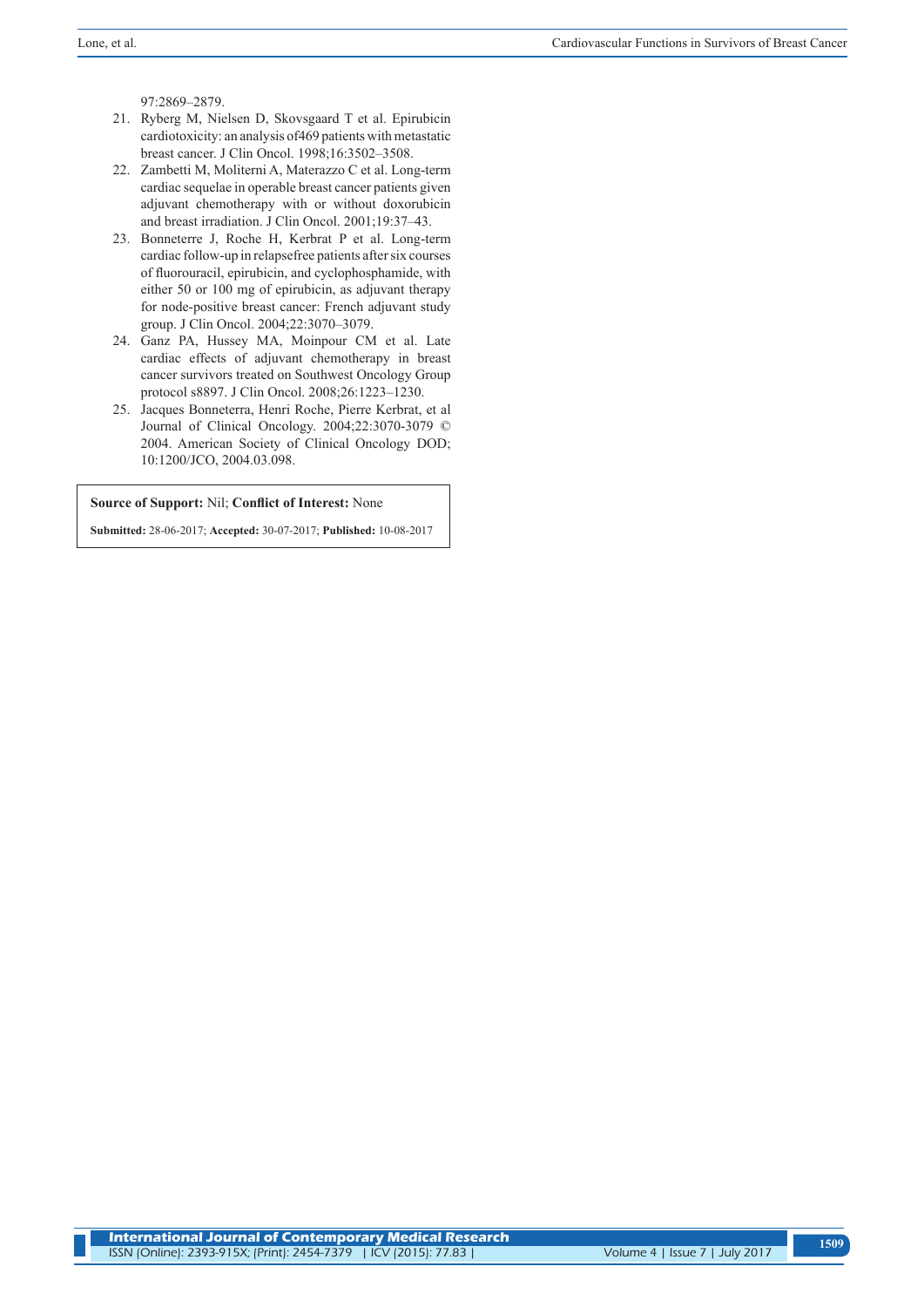97:2869–2879.

21. Ryberg M, Nielsen D, Skovsgaard T et al. Epirubicin cardiotoxicity: an analysis of469 patients with metastatic breast cancer. J Clin Oncol. 1998;16:3502–3508.
22. Zambetti M, Moliterni A, Materazzo C et al. Long-term cardiac sequelae in operable breast cancer patients given adjuvant chemotherapy with or without doxorubicin and breast irradiation. J Clin Oncol. 2001;19:37–43.
23. Bonneterre J, Roche H, Kerbrat P et al. Long-term cardiac follow-up in relapsefree patients after six courses of fluorouracil, epirubicin, and cyclophosphamide, with either 50 or 100 mg of epirubicin, as adjuvant therapy for node-positive breast cancer: French adjuvant study group. J Clin Oncol. 2004;22:3070–3079.
24. Ganz PA, Hussey MA, Moinpour CM et al. Late cardiac effects of adjuvant chemotherapy in breast cancer survivors treated on Southwest Oncology Group protocol s8897. J Clin Oncol. 2008;26:1223–1230.
25. Jacques Bonneterra, Henri Roche, Pierre Kerbrat, et al Journal of Clinical Oncology. 2004;22:3070-3079 © 2004. American Society of Clinical Oncology DOD; 10:1200/JCO, 2004.03.098.

**Source of Support:** Nil; **Conflict of Interest:** None

**Submitted:** 28-06-2017; **Accepted:** 30-07-2017; **Published:** 10-08-2017